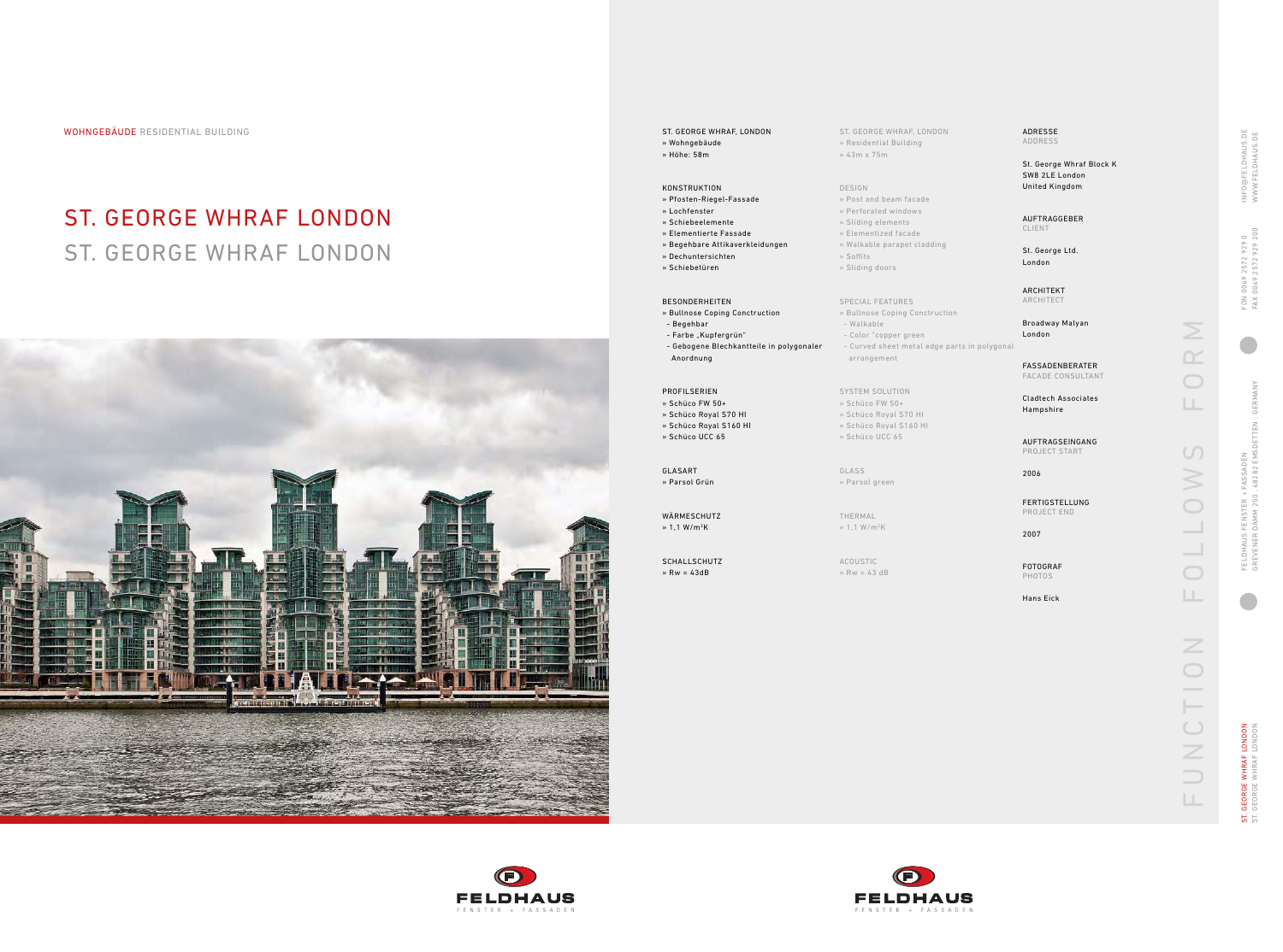WOHNGEBÄUDE RESIDENTIAL BUILDING

# ST. GEORGE WHRAF LONDON
## ST. GEORGE WHRAF LONDON

ST. GEORGE WHRAF, LONDON
» Wohngebäude
» Höhe: 58m

KONSTRUKTION
» Pfosten-Riegel-Fassade
» Lochfenster
» Schiebeelemente
» Elementierte Fassade
» Begehbare Attikaverkleidungen
» Dechuntersichten
» Schiebetüren

BESONDERHEITEN
» Bullnose Coping Conctruction
- Begehbar
- Farbe „Kupfergrün"
- Gebogene Blechkantteile in polygonaler Anordnung

PROFILSERIEN
» Schüco FW 50+
» Schüco Royal S70 HI
» Schüco Royal S160 HI
» Schüco UCC 65

GLASART
» Parsol Grün

WÄRMESCHUTZ
» 1,1 W/m²K

SCHALLSCHUTZ
» Rw = 43dB

ST. GEORGE WHRAF, LONDON
» Residential Building
» 43m x 75m

DESIGN
» Post and beam facade
» Perforated windows
» Sliding elements
» Elementized facade
» Walkable parapet cladding
» Soffits
» Sliding doors

SPECIAL FEATURES
» Bullnose Coping Conctruction
- Walkable
- Color "copper green
- Curved sheet metal edge parts in polygonal arrangement

SYSTEM SOLUTION
» Schüco FW 50+
» Schüco Royal S70 HI
» Schüco Royal S160 HI
» Schüco UCC 65

GLASS
» Parsol green

THERMAL
» 1,1 W/m²K

ACOUSTIC
» Rw = 43 dB

ADRESSE
ADDRESS

St. George Whraf Block K
SW8 2LE London
United Kingdom

AUFTRAGGEBER
CLIENT

St. George Ltd.
London

ARCHITEKT
ARCHITECT

Broadway Malyan
London

FASSADENBERATER
FACADE CONSULTANT

Cladtech Associates
Hampshire

AUFTRAGSEINGANG
PROJECT START

2006

FERTIGSTELLUNG
PROJECT END

2007

FOTOGRAF
PHOTOS

Hans Eick

FUNCTION FOLLOWS FORM

FELDHAUS FENSTER + FASSADEN
GREVENER DAMM 250 · 48282 EMSDETTEN · GERMANY

FON 0049 2572 929 0
FAX 0049 2572 929 200

INFO@FELDHAUS.DE
WWW.FELDHAUS.DE

FELDHAUS
FENSTER + FASSADEN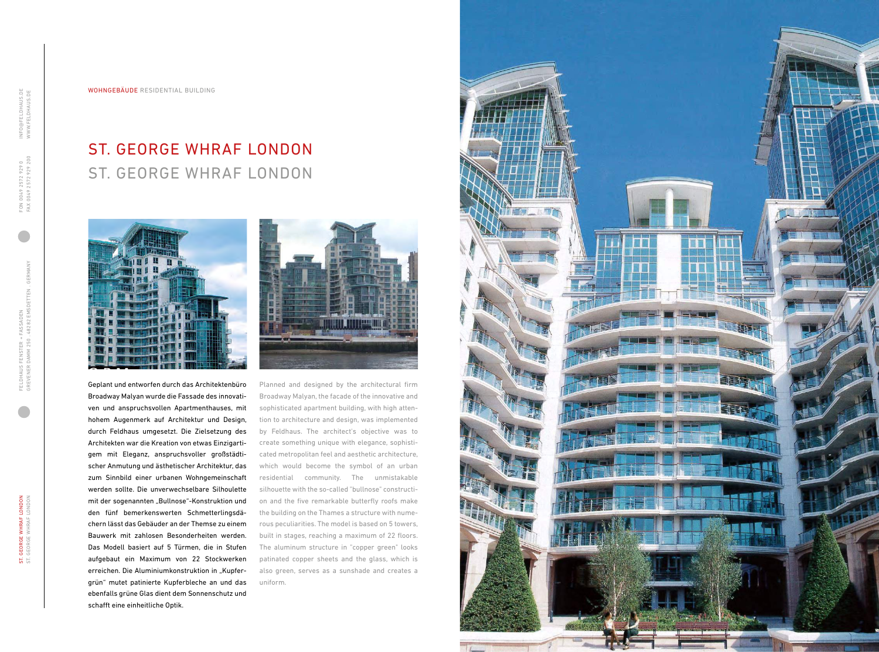WOHNGEBÄUDE RESIDENTIAL BUILDING

# ST. GEORGE WHRAF LONDON
## ST. GEORGE WHRAF LONDON

Geplant und entworfen durch das Architektenbüro Broadway Malyan wurde die Fassade des innovativen und anspruchsvollen Apartmenthauses, mit hohem Augenmerk auf Architektur und Design, durch Feldhaus umgesetzt. Die Zielsetzung des Architekten war die Kreation von etwas Einzigartigem mit Eleganz, anspruchsvoller großstädtischer Anmutung und ästhetischer Architektur, das zum Sinnbild einer urbanen Wohngemeinschaft werden sollte. Die unverwechselbare Silhoulette mit der sogenannten „Bullnose"-Konstruktion und den fünf bemerkenswerten Schmetterlingsdächern lässt das Gebäuder an der Themse zu einem Bauwerk mit zahlosen Besonderheiten werden. Das Modell basiert auf 5 Türmen, die in Stufen aufgebaut ein Maximum von 22 Stockwerken erreichen. Die Aluminiumkonstruktion in „Kupfergrün" mutet patinierte Kupferbleche an und das ebenfalls grüne Glas dient dem Sonnenschutz und schafft eine einheitliche Optik.

Planned and designed by the architectural firm Broadway Malyan, the facade of the innovative and sophisticated apartment building, with high attention to architecture and design, was implemented by Feldhaus. The architect's objective was to create something unique with elegance, sophisticated metropolitan feel and aesthetic architecture, which would become the symbol of an urban residential community. The unmistakable silhouette with the so-called "bullnose" construction and the five remarkable butterfly roofs make the building on the Thames a structure with numerous peculiarities. The model is based on 5 towers, built in stages, reaching a maximum of 22 floors. The aluminum structure in "copper green" looks patinated copper sheets and the glass, which is also green, serves as a sunshade and creates a uniform.